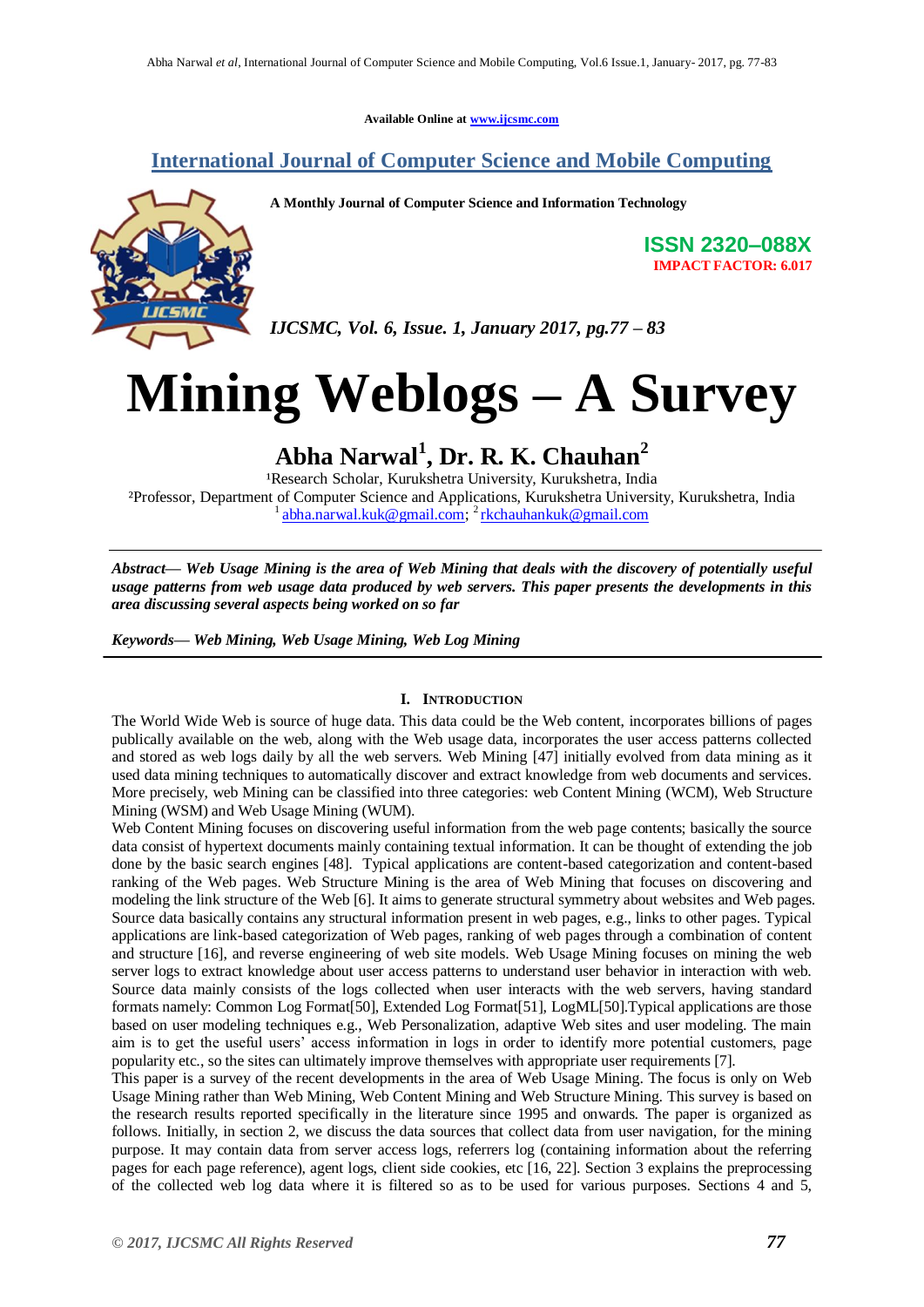Available Online at www.ijcsmc.com

## International Journal of Computer Science and Mobile Computing

**A Monthly Journal of Computer Science and Information Technology**

**ISSN 2320–088X**
**IMPACT FACTOR: 6.017**

*IJCSMC, Vol. 6, Issue. 1, January 2017, pg.77 – 83*

# Mining Weblogs – A Survey

## Abha Narwal[1], Dr. R. K. Chauhan[2]

[1]Research Scholar, Kurukshetra University, Kurukshetra, India
[2]Professor, Department of Computer Science and Applications, Kurukshetra University, Kurukshetra, India
[1] abha.narwal.kuk@gmail.com; [2] rkchauhankuk@gmail.com

***Abstract***— ***Web Usage Mining is the area of Web Mining that deals with the discovery of potentially useful usage patterns from web usage data produced by web servers. This paper presents the developments in this area discussing several aspects being worked on so far***

***Keywords***— ***Web Mining, Web Usage Mining, Web Log Mining***

### I. Introduction

The World Wide Web is source of huge data. This data could be the Web content, incorporates billions of pages publically available on the web, along with the Web usage data, incorporates the user access patterns collected and stored as web logs daily by all the web servers. Web Mining [47] initially evolved from data mining as it used data mining techniques to automatically discover and extract knowledge from web documents and services. More precisely, web Mining can be classified into three categories: web Content Mining (WCM), Web Structure Mining (WSM) and Web Usage Mining (WUM).

Web Content Mining focuses on discovering useful information from the web page contents; basically the source data consist of hypertext documents mainly containing textual information. It can be thought of extending the job done by the basic search engines [48]. Typical applications are content-based categorization and content-based ranking of the Web pages. Web Structure Mining is the area of Web Mining that focuses on discovering and modeling the link structure of the Web [6]. It aims to generate structural symmetry about websites and Web pages. Source data basically contains any structural information present in web pages, e.g., links to other pages. Typical applications are link-based categorization of Web pages, ranking of web pages through a combination of content and structure [16], and reverse engineering of web site models. Web Usage Mining focuses on mining the web server logs to extract knowledge about user access patterns to understand user behavior in interaction with web. Source data mainly consists of the logs collected when user interacts with the web servers, having standard formats namely: Common Log Format[50], Extended Log Format[51], LogML[50].Typical applications are those based on user modeling techniques e.g., Web Personalization, adaptive Web sites and user modeling. The main aim is to get the useful users' access information in logs in order to identify more potential customers, page popularity etc., so the sites can ultimately improve themselves with appropriate user requirements [7].

This paper is a survey of the recent developments in the area of Web Usage Mining. The focus is only on Web Usage Mining rather than Web Mining, Web Content Mining and Web Structure Mining. This survey is based on the research results reported specifically in the literature since 1995 and onwards. The paper is organized as follows. Initially, in section 2, we discuss the data sources that collect data from user navigation, for the mining purpose. It may contain data from server access logs, referrers log (containing information about the referring pages for each page reference), agent logs, client side cookies, etc [16, 22]. Section 3 explains the preprocessing of the collected web log data where it is filtered so as to be used for various purposes. Sections 4 and 5,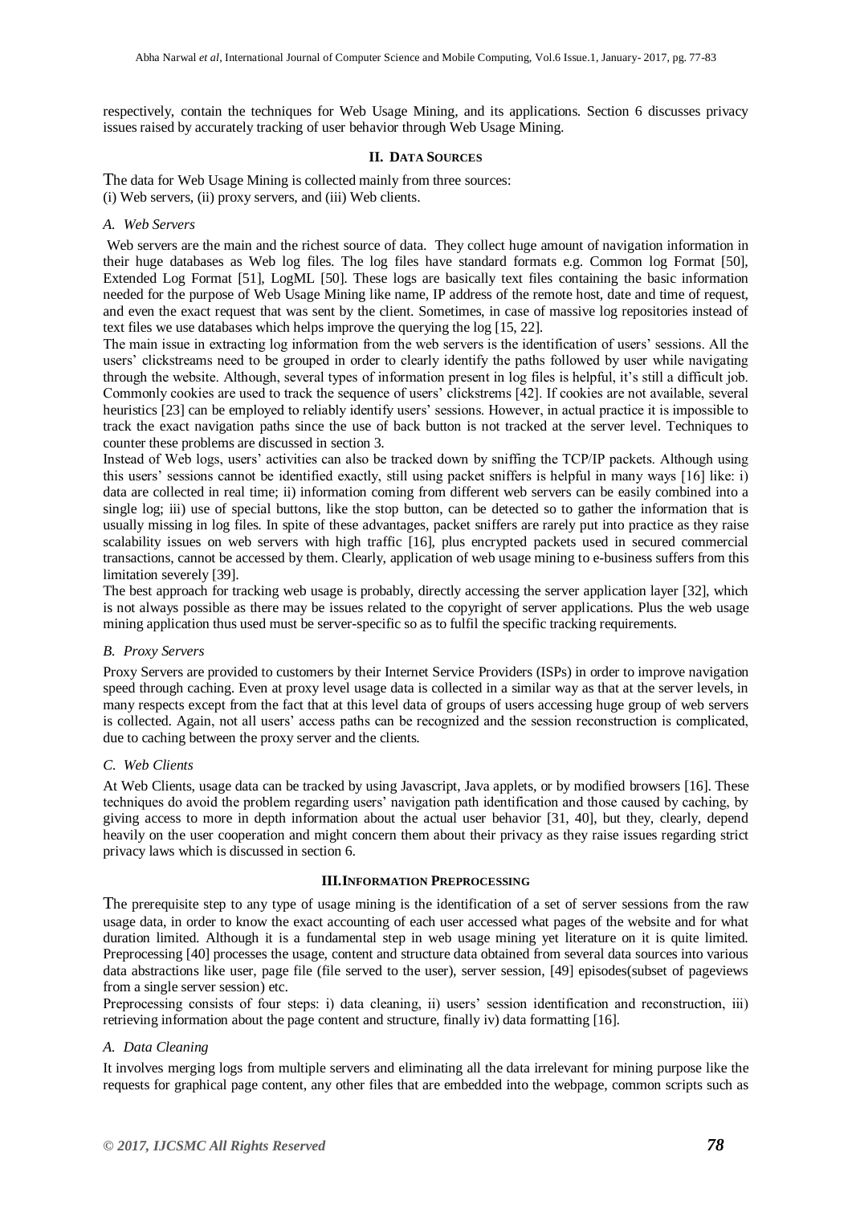respectively, contain the techniques for Web Usage Mining, and its applications. Section 6 discusses privacy issues raised by accurately tracking of user behavior through Web Usage Mining.

## II. DATA SOURCES

The data for Web Usage Mining is collected mainly from three sources:
(i) Web servers, (ii) proxy servers, and (iii) Web clients.

### *A. Web Servers*

Web servers are the main and the richest source of data. They collect huge amount of navigation information in their huge databases as Web log files. The log files have standard formats e.g. Common log Format [50], Extended Log Format [51], LogML [50]. These logs are basically text files containing the basic information needed for the purpose of Web Usage Mining like name, IP address of the remote host, date and time of request, and even the exact request that was sent by the client. Sometimes, in case of massive log repositories instead of text files we use databases which helps improve the querying the log [15, 22].

The main issue in extracting log information from the web servers is the identification of users' sessions. All the users' clickstreams need to be grouped in order to clearly identify the paths followed by user while navigating through the website. Although, several types of information present in log files is helpful, it's still a difficult job. Commonly cookies are used to track the sequence of users' clickstrems [42]. If cookies are not available, several heuristics [23] can be employed to reliably identify users' sessions. However, in actual practice it is impossible to track the exact navigation paths since the use of back button is not tracked at the server level. Techniques to counter these problems are discussed in section 3.

Instead of Web logs, users' activities can also be tracked down by sniffing the TCP/IP packets. Although using this users' sessions cannot be identified exactly, still using packet sniffers is helpful in many ways [16] like: i) data are collected in real time; ii) information coming from different web servers can be easily combined into a single log; iii) use of special buttons, like the stop button, can be detected so to gather the information that is usually missing in log files. In spite of these advantages, packet sniffers are rarely put into practice as they raise scalability issues on web servers with high traffic [16], plus encrypted packets used in secured commercial transactions, cannot be accessed by them. Clearly, application of web usage mining to e-business suffers from this limitation severely [39].

The best approach for tracking web usage is probably, directly accessing the server application layer [32], which is not always possible as there may be issues related to the copyright of server applications. Plus the web usage mining application thus used must be server-specific so as to fulfil the specific tracking requirements.

### *B. Proxy Servers*

Proxy Servers are provided to customers by their Internet Service Providers (ISPs) in order to improve navigation speed through caching. Even at proxy level usage data is collected in a similar way as that at the server levels, in many respects except from the fact that at this level data of groups of users accessing huge group of web servers is collected. Again, not all users' access paths can be recognized and the session reconstruction is complicated, due to caching between the proxy server and the clients.

### *C. Web Clients*

At Web Clients, usage data can be tracked by using Javascript, Java applets, or by modified browsers [16]. These techniques do avoid the problem regarding users' navigation path identification and those caused by caching, by giving access to more in depth information about the actual user behavior [31, 40], but they, clearly, depend heavily on the user cooperation and might concern them about their privacy as they raise issues regarding strict privacy laws which is discussed in section 6.

## III. INFORMATION PREPROCESSING

The prerequisite step to any type of usage mining is the identification of a set of server sessions from the raw usage data, in order to know the exact accounting of each user accessed what pages of the website and for what duration limited. Although it is a fundamental step in web usage mining yet literature on it is quite limited. Preprocessing [40] processes the usage, content and structure data obtained from several data sources into various data abstractions like user, page file (file served to the user), server session, [49] episodes(subset of pageviews from a single server session) etc.

Preprocessing consists of four steps: i) data cleaning, ii) users' session identification and reconstruction, iii) retrieving information about the page content and structure, finally iv) data formatting [16].

### *A. Data Cleaning*

It involves merging logs from multiple servers and eliminating all the data irrelevant for mining purpose like the requests for graphical page content, any other files that are embedded into the webpage, common scripts such as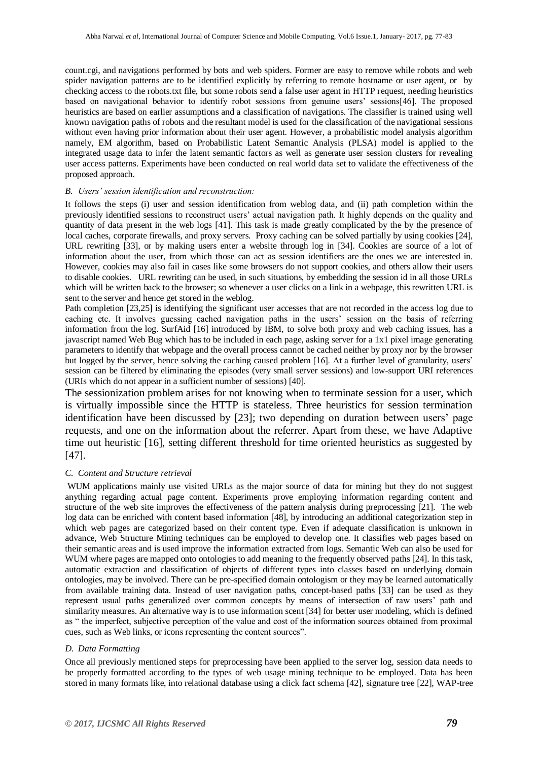count.cgi, and navigations performed by bots and web spiders. Former are easy to remove while robots and web spider navigation patterns are to be identified explicitly by referring to remote hostname or user agent, or by checking access to the robots.txt file, but some robots send a false user agent in HTTP request, needing heuristics based on navigational behavior to identify robot sessions from genuine users' sessions[46]. The proposed heuristics are based on earlier assumptions and a classification of navigations. The classifier is trained using well known navigation paths of robots and the resultant model is used for the classification of the navigational sessions without even having prior information about their user agent. However, a probabilistic model analysis algorithm namely, EM algorithm, based on Probabilistic Latent Semantic Analysis (PLSA) model is applied to the integrated usage data to infer the latent semantic factors as well as generate user session clusters for revealing user access patterns. Experiments have been conducted on real world data set to validate the effectiveness of the proposed approach.

### *B. Users' session identification and reconstruction:*

It follows the steps (i) user and session identification from weblog data, and (ii) path completion within the previously identified sessions to reconstruct users' actual navigation path. It highly depends on the quality and quantity of data present in the web logs [41]. This task is made greatly complicated by the by the presence of local caches, corporate firewalls, and proxy servers. Proxy caching can be solved partially by using cookies [24], URL rewriting [33], or by making users enter a website through log in [34]. Cookies are source of a lot of information about the user, from which those can act as session identifiers are the ones we are interested in. However, cookies may also fail in cases like some browsers do not support cookies, and others allow their users to disable cookies. URL rewriting can be used, in such situations, by embedding the session id in all those URLs which will be written back to the browser; so whenever a user clicks on a link in a webpage, this rewritten URL is sent to the server and hence get stored in the weblog.

Path completion [23,25] is identifying the significant user accesses that are not recorded in the access log due to caching etc. It involves guessing cached navigation paths in the users' session on the basis of referring information from the log. SurfAid [16] introduced by IBM, to solve both proxy and web caching issues, has a javascript named Web Bug which has to be included in each page, asking server for a 1x1 pixel image generating parameters to identify that webpage and the overall process cannot be cached neither by proxy nor by the browser but logged by the server, hence solving the caching caused problem [16]. At a further level of granularity, users' session can be filtered by eliminating the episodes (very small server sessions) and low-support URI references (URIs which do not appear in a sufficient number of sessions) [40].

The sessionization problem arises for not knowing when to terminate session for a user, which is virtually impossible since the HTTP is stateless. Three heuristics for session termination identification have been discussed by [23]; two depending on duration between users' page requests, and one on the information about the referrer. Apart from these, we have Adaptive time out heuristic [16], setting different threshold for time oriented heuristics as suggested by [47].

### *C. Content and Structure retrieval*

WUM applications mainly use visited URLs as the major source of data for mining but they do not suggest anything regarding actual page content. Experiments prove employing information regarding content and structure of the web site improves the effectiveness of the pattern analysis during preprocessing [21]. The web log data can be enriched with content based information [48], by introducing an additional categorization step in which web pages are categorized based on their content type. Even if adequate classification is unknown in advance, Web Structure Mining techniques can be employed to develop one. It classifies web pages based on their semantic areas and is used improve the information extracted from logs. Semantic Web can also be used for WUM where pages are mapped onto ontologies to add meaning to the frequently observed paths [24]. In this task, automatic extraction and classification of objects of different types into classes based on underlying domain ontologies, may be involved. There can be pre-specified domain ontologism or they may be learned automatically from available training data. Instead of user navigation paths, concept-based paths [33] can be used as they represent usual paths generalized over common concepts by means of intersection of raw users' path and similarity measures. An alternative way is to use information scent [34] for better user modeling, which is defined as " the imperfect, subjective perception of the value and cost of the information sources obtained from proximal cues, such as Web links, or icons representing the content sources".

### *D. Data Formatting*

Once all previously mentioned steps for preprocessing have been applied to the server log, session data needs to be properly formatted according to the types of web usage mining technique to be employed. Data has been stored in many formats like, into relational database using a click fact schema [42], signature tree [22], WAP-tree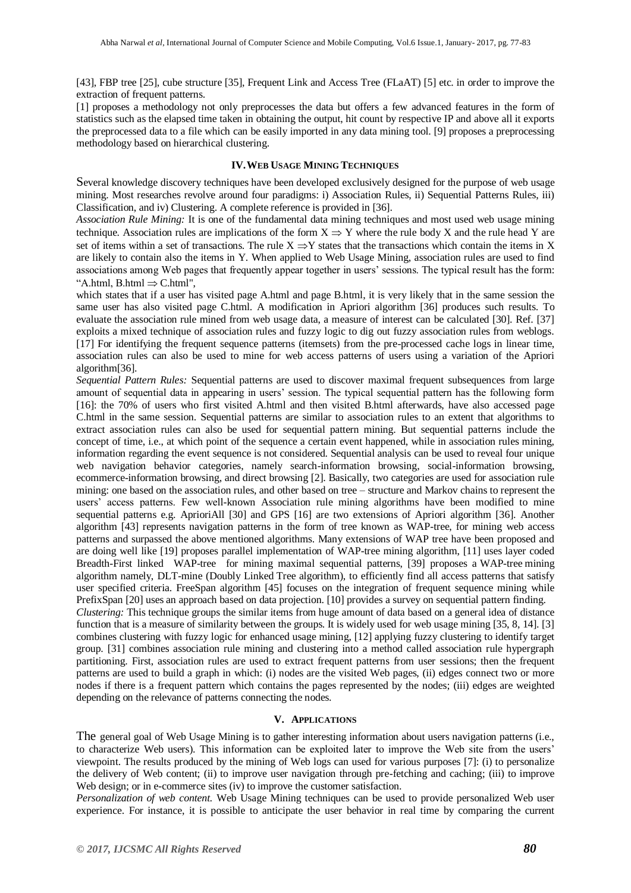[43], FBP tree [25], cube structure [35], Frequent Link and Access Tree (FLaAT) [5] etc. in order to improve the extraction of frequent patterns.

[1] proposes a methodology not only preprocesses the data but offers a few advanced features in the form of statistics such as the elapsed time taken in obtaining the output, hit count by respective IP and above all it exports the preprocessed data to a file which can be easily imported in any data mining tool. [9] proposes a preprocessing methodology based on hierarchical clustering.

## IV. WEB USAGE MINING TECHNIQUES

Several knowledge discovery techniques have been developed exclusively designed for the purpose of web usage mining. Most researches revolve around four paradigms: i) Association Rules, ii) Sequential Patterns Rules, iii) Classification, and iv) Clustering. A complete reference is provided in [36].

*Association Rule Mining:* It is one of the fundamental data mining techniques and most used web usage mining technique. Association rules are implications of the form $X \Rightarrow Y$ where the rule body X and the rule head Y are set of items within a set of transactions. The rule $X \Rightarrow Y$ states that the transactions which contain the items in X are likely to contain also the items in Y. When applied to Web Usage Mining, association rules are used to find associations among Web pages that frequently appear together in users' sessions. The typical result has the form: "A.html, B.html $\Rightarrow$ C.html",

which states that if a user has visited page A.html and page B.html, it is very likely that in the same session the same user has also visited page C.html. A modification in Apriori algorithm [36] produces such results. To evaluate the association rule mined from web usage data, a measure of interest can be calculated [30]. Ref. [37] exploits a mixed technique of association rules and fuzzy logic to dig out fuzzy association rules from weblogs. [17] For identifying the frequent sequence patterns (itemsets) from the pre-processed cache logs in linear time, association rules can also be used to mine for web access patterns of users using a variation of the Apriori algorithm[36].

*Sequential Pattern Rules:* Sequential patterns are used to discover maximal frequent subsequences from large amount of sequential data in appearing in users' session. The typical sequential pattern has the following form [16]: the 70% of users who first visited A.html and then visited B.html afterwards, have also accessed page C.html in the same session. Sequential patterns are similar to association rules to an extent that algorithms to extract association rules can also be used for sequential pattern mining. But sequential patterns include the concept of time, i.e., at which point of the sequence a certain event happened, while in association rules mining, information regarding the event sequence is not considered. Sequential analysis can be used to reveal four unique web navigation behavior categories, namely search-information browsing, social-information browsing, ecommerce-information browsing, and direct browsing [2]. Basically, two categories are used for association rule mining: one based on the association rules, and other based on tree – structure and Markov chains to represent the users' access patterns. Few well-known Association rule mining algorithms have been modified to mine sequential patterns e.g. AprioriAll [30] and GPS [16] are two extensions of Apriori algorithm [36]. Another algorithm [43] represents navigation patterns in the form of tree known as WAP-tree, for mining web access patterns and surpassed the above mentioned algorithms. Many extensions of WAP tree have been proposed and are doing well like [19] proposes parallel implementation of WAP-tree mining algorithm, [11] uses layer coded Breadth-First linked WAP-tree for mining maximal sequential patterns, [39] proposes a WAP-tree mining algorithm namely, DLT-mine (Doubly Linked Tree algorithm), to efficiently find all access patterns that satisfy user specified criteria. FreeSpan algorithm [45] focuses on the integration of frequent sequence mining while PrefixSpan [20] uses an approach based on data projection. [10] provides a survey on sequential pattern finding.

*Clustering:* This technique groups the similar items from huge amount of data based on a general idea of distance function that is a measure of similarity between the groups. It is widely used for web usage mining [35, 8, 14]. [3] combines clustering with fuzzy logic for enhanced usage mining, [12] applying fuzzy clustering to identify target group. [31] combines association rule mining and clustering into a method called association rule hypergraph partitioning. First, association rules are used to extract frequent patterns from user sessions; then the frequent patterns are used to build a graph in which: (i) nodes are the visited Web pages, (ii) edges connect two or more nodes if there is a frequent pattern which contains the pages represented by the nodes; (iii) edges are weighted depending on the relevance of patterns connecting the nodes.

## V. APPLICATIONS

The general goal of Web Usage Mining is to gather interesting information about users navigation patterns (i.e., to characterize Web users). This information can be exploited later to improve the Web site from the users' viewpoint. The results produced by the mining of Web logs can used for various purposes [7]: (i) to personalize the delivery of Web content; (ii) to improve user navigation through pre-fetching and caching; (iii) to improve Web design; or in e-commerce sites (iv) to improve the customer satisfaction.

*Personalization of web content.* Web Usage Mining techniques can be used to provide personalized Web user experience. For instance, it is possible to anticipate the user behavior in real time by comparing the current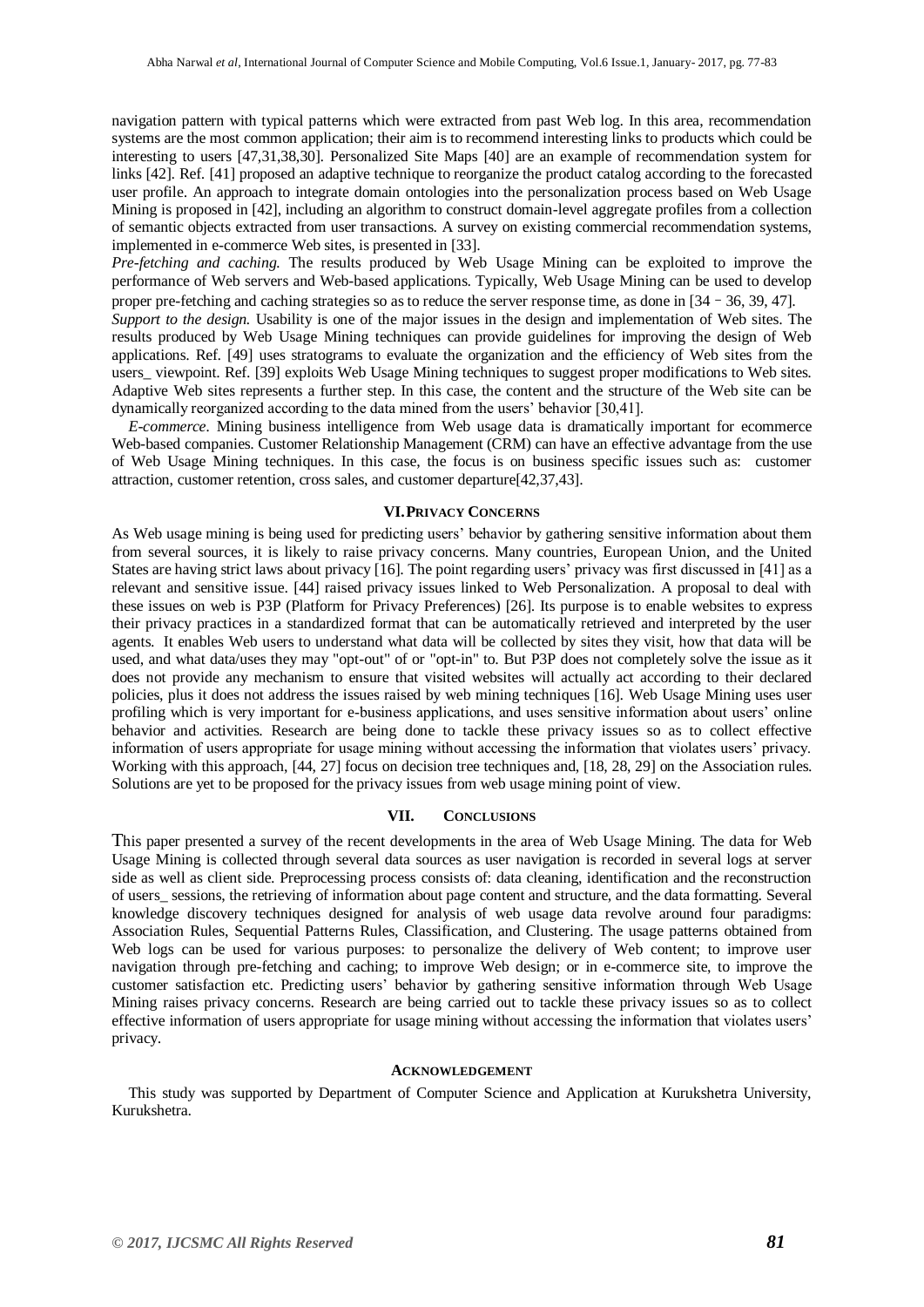navigation pattern with typical patterns which were extracted from past Web log. In this area, recommendation systems are the most common application; their aim is to recommend interesting links to products which could be interesting to users [47,31,38,30]. Personalized Site Maps [40] are an example of recommendation system for links [42]. Ref. [41] proposed an adaptive technique to reorganize the product catalog according to the forecasted user profile. An approach to integrate domain ontologies into the personalization process based on Web Usage Mining is proposed in [42], including an algorithm to construct domain-level aggregate profiles from a collection of semantic objects extracted from user transactions. A survey on existing commercial recommendation systems, implemented in e-commerce Web sites, is presented in [33].

*Pre-fetching and caching.* The results produced by Web Usage Mining can be exploited to improve the performance of Web servers and Web-based applications. Typically, Web Usage Mining can be used to develop proper pre-fetching and caching strategies so as to reduce the server response time, as done in [34 – 36, 39, 47].

*Support to the design.* Usability is one of the major issues in the design and implementation of Web sites. The results produced by Web Usage Mining techniques can provide guidelines for improving the design of Web applications. Ref. [49] uses stratograms to evaluate the organization and the efficiency of Web sites from the users_ viewpoint. Ref. [39] exploits Web Usage Mining techniques to suggest proper modifications to Web sites. Adaptive Web sites represents a further step. In this case, the content and the structure of the Web site can be dynamically reorganized according to the data mined from the users' behavior [30,41].

*E-commerce*. Mining business intelligence from Web usage data is dramatically important for ecommerce Web-based companies. Customer Relationship Management (CRM) can have an effective advantage from the use of Web Usage Mining techniques. In this case, the focus is on business specific issues such as: customer attraction, customer retention, cross sales, and customer departure[42,37,43].

## VI. Privacy Concerns

As Web usage mining is being used for predicting users' behavior by gathering sensitive information about them from several sources, it is likely to raise privacy concerns. Many countries, European Union, and the United States are having strict laws about privacy [16]. The point regarding users' privacy was first discussed in [41] as a relevant and sensitive issue. [44] raised privacy issues linked to Web Personalization. A proposal to deal with these issues on web is P3P (Platform for Privacy Preferences) [26]. Its purpose is to enable websites to express their privacy practices in a standardized format that can be automatically retrieved and interpreted by the user agents. It enables Web users to understand what data will be collected by sites they visit, how that data will be used, and what data/uses they may "opt-out" of or "opt-in" to. But P3P does not completely solve the issue as it does not provide any mechanism to ensure that visited websites will actually act according to their declared policies, plus it does not address the issues raised by web mining techniques [16]. Web Usage Mining uses user profiling which is very important for e-business applications, and uses sensitive information about users' online behavior and activities. Research are being done to tackle these privacy issues so as to collect effective information of users appropriate for usage mining without accessing the information that violates users' privacy. Working with this approach, [44, 27] focus on decision tree techniques and, [18, 28, 29] on the Association rules. Solutions are yet to be proposed for the privacy issues from web usage mining point of view.

## VII. Conclusions

This paper presented a survey of the recent developments in the area of Web Usage Mining. The data for Web Usage Mining is collected through several data sources as user navigation is recorded in several logs at server side as well as client side. Preprocessing process consists of: data cleaning, identification and the reconstruction of users_ sessions, the retrieving of information about page content and structure, and the data formatting. Several knowledge discovery techniques designed for analysis of web usage data revolve around four paradigms: Association Rules, Sequential Patterns Rules, Classification, and Clustering. The usage patterns obtained from Web logs can be used for various purposes: to personalize the delivery of Web content; to improve user navigation through pre-fetching and caching; to improve Web design; or in e-commerce site, to improve the customer satisfaction etc. Predicting users' behavior by gathering sensitive information through Web Usage Mining raises privacy concerns. Research are being carried out to tackle these privacy issues so as to collect effective information of users appropriate for usage mining without accessing the information that violates users' privacy.

## Acknowledgement

This study was supported by Department of Computer Science and Application at Kurukshetra University, Kurukshetra.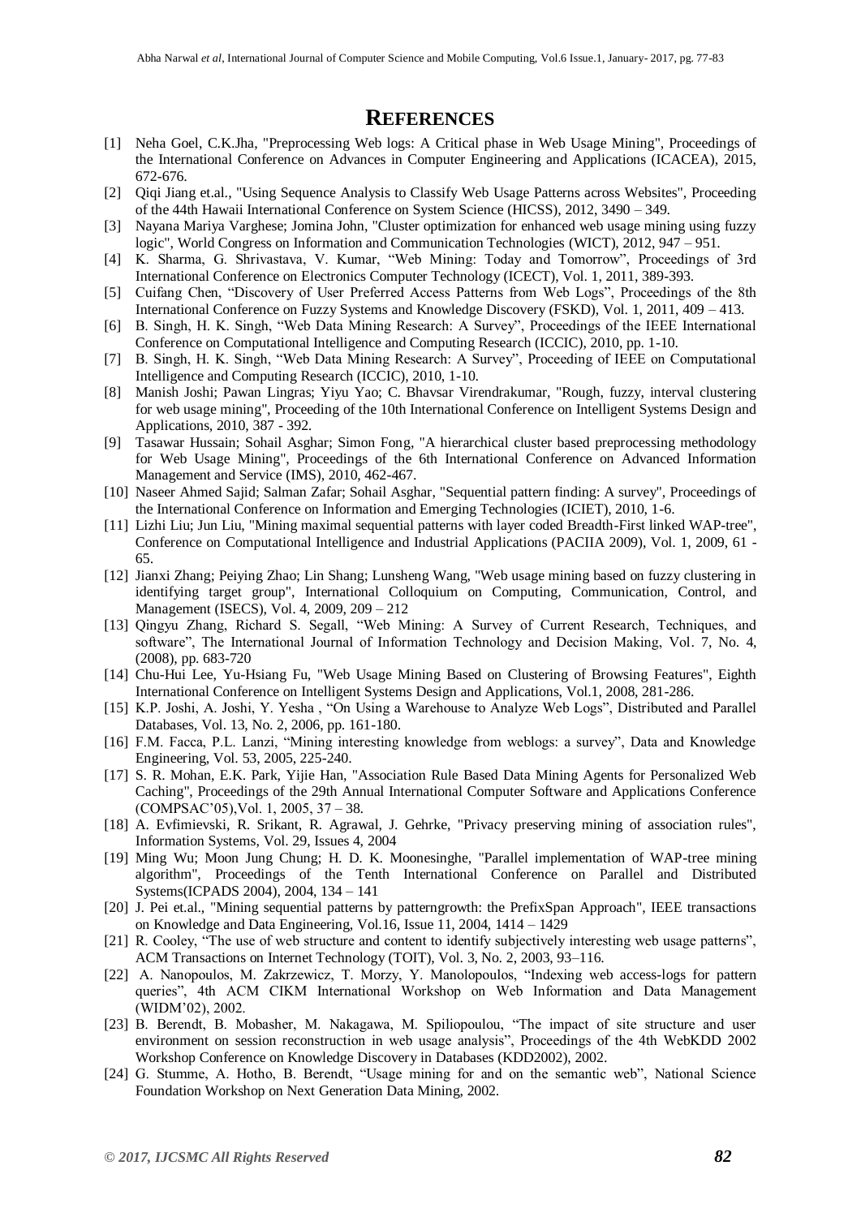# REFERENCES

[1] Neha Goel, C.K.Jha, "Preprocessing Web logs: A Critical phase in Web Usage Mining", Proceedings of the International Conference on Advances in Computer Engineering and Applications (ICACEA), 2015, 672-676.

[2] Qiqi Jiang et.al., "Using Sequence Analysis to Classify Web Usage Patterns across Websites", Proceeding of the 44th Hawaii International Conference on System Science (HICSS), 2012, 3490 – 349.

[3] Nayana Mariya Varghese; Jomina John, "Cluster optimization for enhanced web usage mining using fuzzy logic", World Congress on Information and Communication Technologies (WICT), 2012, 947 – 951.

[4] K. Sharma, G. Shrivastava, V. Kumar, "Web Mining: Today and Tomorrow", Proceedings of 3rd International Conference on Electronics Computer Technology (ICECT), Vol. 1, 2011, 389-393.

[5] Cuifang Chen, "Discovery of User Preferred Access Patterns from Web Logs", Proceedings of the 8th International Conference on Fuzzy Systems and Knowledge Discovery (FSKD), Vol. 1, 2011, 409 – 413.

[6] B. Singh, H. K. Singh, "Web Data Mining Research: A Survey", Proceedings of the IEEE International Conference on Computational Intelligence and Computing Research (ICCIC), 2010, pp. 1-10.

[7] B. Singh, H. K. Singh, "Web Data Mining Research: A Survey", Proceeding of IEEE on Computational Intelligence and Computing Research (ICCIC), 2010, 1-10.

[8] Manish Joshi; Pawan Lingras; Yiyu Yao; C. Bhavsar Virendrakumar, "Rough, fuzzy, interval clustering for web usage mining", Proceeding of the 10th International Conference on Intelligent Systems Design and Applications, 2010, 387 - 392.

[9] Tasawar Hussain; Sohail Asghar; Simon Fong, "A hierarchical cluster based preprocessing methodology for Web Usage Mining", Proceedings of the 6th International Conference on Advanced Information Management and Service (IMS), 2010, 462-467.

[10] Naseer Ahmed Sajid; Salman Zafar; Sohail Asghar, "Sequential pattern finding: A survey", Proceedings of the International Conference on Information and Emerging Technologies (ICIET), 2010, 1-6.

[11] Lizhi Liu; Jun Liu, "Mining maximal sequential patterns with layer coded Breadth-First linked WAP-tree", Conference on Computational Intelligence and Industrial Applications (PACIIA 2009), Vol. 1, 2009, 61 - 65.

[12] Jianxi Zhang; Peiying Zhao; Lin Shang; Lunsheng Wang, "Web usage mining based on fuzzy clustering in identifying target group", International Colloquium on Computing, Communication, Control, and Management (ISECS), Vol. 4, 2009, 209 – 212

[13] Qingyu Zhang, Richard S. Segall, "Web Mining: A Survey of Current Research, Techniques, and software", The International Journal of Information Technology and Decision Making, Vol. 7, No. 4, (2008), pp. 683-720

[14] Chu-Hui Lee, Yu-Hsiang Fu, "Web Usage Mining Based on Clustering of Browsing Features", Eighth International Conference on Intelligent Systems Design and Applications, Vol.1, 2008, 281-286.

[15] K.P. Joshi, A. Joshi, Y. Yesha , "On Using a Warehouse to Analyze Web Logs", Distributed and Parallel Databases, Vol. 13, No. 2, 2006, pp. 161-180.

[16] F.M. Facca, P.L. Lanzi, "Mining interesting knowledge from weblogs: a survey", Data and Knowledge Engineering, Vol. 53, 2005, 225-240.

[17] S. R. Mohan, E.K. Park, Yijie Han, "Association Rule Based Data Mining Agents for Personalized Web Caching", Proceedings of the 29th Annual International Computer Software and Applications Conference (COMPSAC'05),Vol. 1, 2005, 37 – 38.

[18] A. Evfimievski, R. Srikant, R. Agrawal, J. Gehrke, "Privacy preserving mining of association rules", Information Systems, Vol. 29, Issues 4, 2004

[19] Ming Wu; Moon Jung Chung; H. D. K. Moonesinghe, "Parallel implementation of WAP-tree mining algorithm", Proceedings of the Tenth International Conference on Parallel and Distributed Systems(ICPADS 2004), 2004, 134 – 141

[20] J. Pei et.al., "Mining sequential patterns by patterngrowth: the PrefixSpan Approach", IEEE transactions on Knowledge and Data Engineering, Vol.16, Issue 11, 2004, 1414 – 1429

[21] R. Cooley, "The use of web structure and content to identify subjectively interesting web usage patterns", ACM Transactions on Internet Technology (TOIT), Vol. 3, No. 2, 2003, 93–116.

[22] A. Nanopoulos, M. Zakrzewicz, T. Morzy, Y. Manolopoulos, "Indexing web access-logs for pattern queries", 4th ACM CIKM International Workshop on Web Information and Data Management (WIDM'02), 2002.

[23] B. Berendt, B. Mobasher, M. Nakagawa, M. Spiliopoulou, "The impact of site structure and user environment on session reconstruction in web usage analysis", Proceedings of the 4th WebKDD 2002 Workshop Conference on Knowledge Discovery in Databases (KDD2002), 2002.

[24] G. Stumme, A. Hotho, B. Berendt, "Usage mining for and on the semantic web", National Science Foundation Workshop on Next Generation Data Mining, 2002.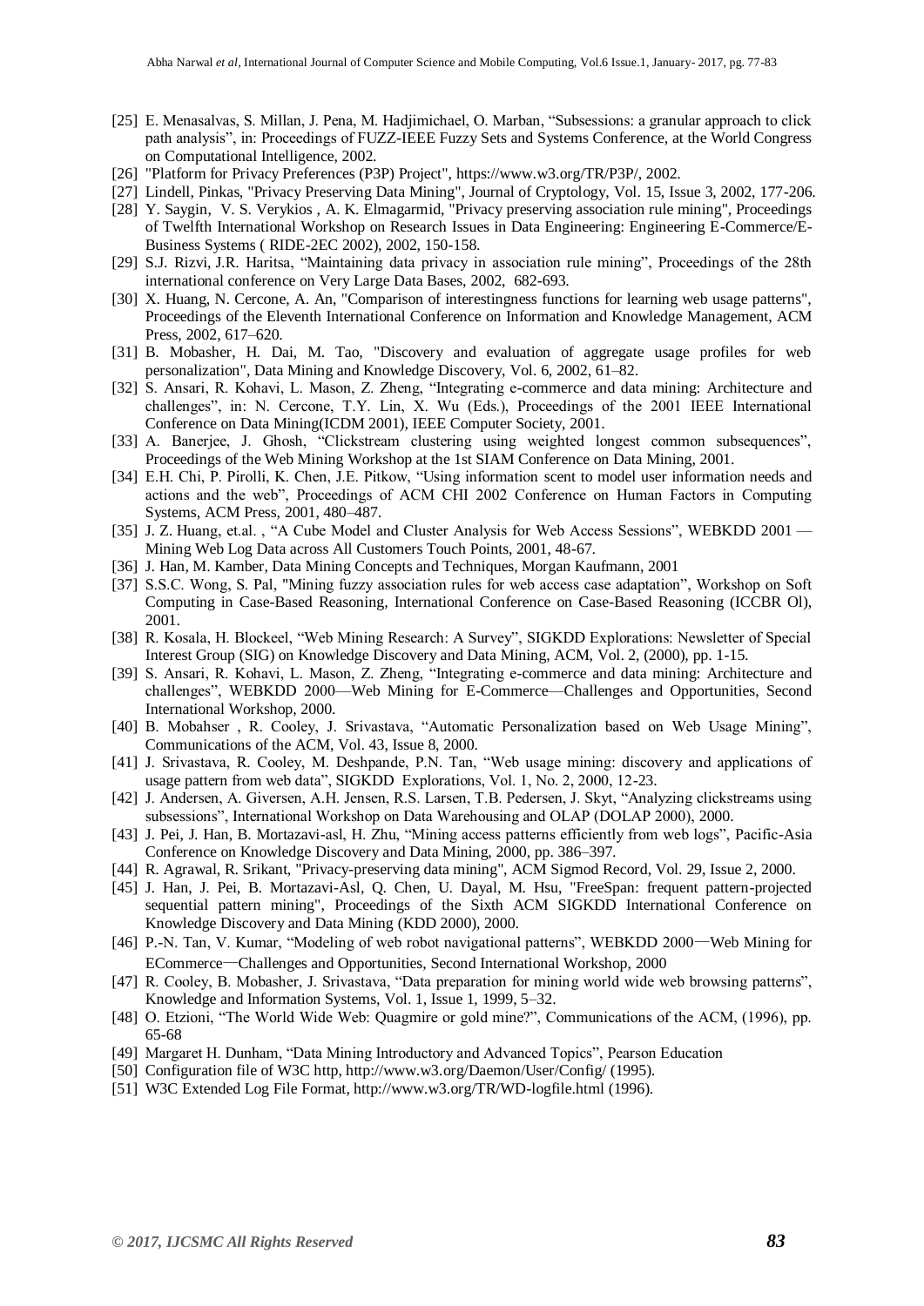[25] E. Menasalvas, S. Millan, J. Pena, M. Hadjimichael, O. Marban, "Subsessions: a granular approach to click path analysis", in: Proceedings of FUZZ-IEEE Fuzzy Sets and Systems Conference, at the World Congress on Computational Intelligence, 2002.

[26] "Platform for Privacy Preferences (P3P) Project", https://www.w3.org/TR/P3P/, 2002.

[27] Lindell, Pinkas, "Privacy Preserving Data Mining", Journal of Cryptology, Vol. 15, Issue 3, 2002, 177-206.

[28] Y. Saygin, V. S. Verykios , A. K. Elmagarmid, "Privacy preserving association rule mining", Proceedings of Twelfth International Workshop on Research Issues in Data Engineering: Engineering E-Commerce/E-Business Systems ( RIDE-2EC 2002), 2002, 150-158.

[29] S.J. Rizvi, J.R. Haritsa, "Maintaining data privacy in association rule mining", Proceedings of the 28th international conference on Very Large Data Bases, 2002, 682-693.

[30] X. Huang, N. Cercone, A. An, "Comparison of interestingness functions for learning web usage patterns", Proceedings of the Eleventh International Conference on Information and Knowledge Management, ACM Press, 2002, 617–620.

[31] B. Mobasher, H. Dai, M. Tao, "Discovery and evaluation of aggregate usage profiles for web personalization", Data Mining and Knowledge Discovery, Vol. 6, 2002, 61–82.

[32] S. Ansari, R. Kohavi, L. Mason, Z. Zheng, "Integrating e-commerce and data mining: Architecture and challenges", in: N. Cercone, T.Y. Lin, X. Wu (Eds.), Proceedings of the 2001 IEEE International Conference on Data Mining(ICDM 2001), IEEE Computer Society, 2001.

[33] A. Banerjee, J. Ghosh, "Clickstream clustering using weighted longest common subsequences", Proceedings of the Web Mining Workshop at the 1st SIAM Conference on Data Mining, 2001.

[34] E.H. Chi, P. Pirolli, K. Chen, J.E. Pitkow, "Using information scent to model user information needs and actions and the web", Proceedings of ACM CHI 2002 Conference on Human Factors in Computing Systems, ACM Press, 2001, 480–487.

[35] J. Z. Huang, et.al. , "A Cube Model and Cluster Analysis for Web Access Sessions", WEBKDD 2001 — Mining Web Log Data across All Customers Touch Points, 2001, 48-67.

[36] J. Han, M. Kamber, Data Mining Concepts and Techniques, Morgan Kaufmann, 2001

[37] S.S.C. Wong, S. Pal, "Mining fuzzy association rules for web access case adaptation", Workshop on Soft Computing in Case-Based Reasoning, International Conference on Case-Based Reasoning (ICCBR Ol), 2001.

[38] R. Kosala, H. Blockeel, "Web Mining Research: A Survey", SIGKDD Explorations: Newsletter of Special Interest Group (SIG) on Knowledge Discovery and Data Mining, ACM, Vol. 2, (2000), pp. 1-15.

[39] S. Ansari, R. Kohavi, L. Mason, Z. Zheng, "Integrating e-commerce and data mining: Architecture and challenges", WEBKDD 2000—Web Mining for E-Commerce—Challenges and Opportunities, Second International Workshop, 2000.

[40] B. Mobahser , R. Cooley, J. Srivastava, "Automatic Personalization based on Web Usage Mining", Communications of the ACM, Vol. 43, Issue 8, 2000.

[41] J. Srivastava, R. Cooley, M. Deshpande, P.N. Tan, "Web usage mining: discovery and applications of usage pattern from web data", SIGKDD Explorations, Vol. 1, No. 2, 2000, 12-23.

[42] J. Andersen, A. Giversen, A.H. Jensen, R.S. Larsen, T.B. Pedersen, J. Skyt, "Analyzing clickstreams using subsessions", International Workshop on Data Warehousing and OLAP (DOLAP 2000), 2000.

[43] J. Pei, J. Han, B. Mortazavi-asl, H. Zhu, "Mining access patterns efficiently from web logs", Pacific-Asia Conference on Knowledge Discovery and Data Mining, 2000, pp. 386–397.

[44] R. Agrawal, R. Srikant, "Privacy-preserving data mining", ACM Sigmod Record, Vol. 29, Issue 2, 2000.

[45] J. Han, J. Pei, B. Mortazavi-Asl, Q. Chen, U. Dayal, M. Hsu, "FreeSpan: frequent pattern-projected sequential pattern mining", Proceedings of the Sixth ACM SIGKDD International Conference on Knowledge Discovery and Data Mining (KDD 2000), 2000.

[46] P.-N. Tan, V. Kumar, "Modeling of web robot navigational patterns", WEBKDD 2000—Web Mining for ECommerce—Challenges and Opportunities, Second International Workshop, 2000

[47] R. Cooley, B. Mobasher, J. Srivastava, "Data preparation for mining world wide web browsing patterns", Knowledge and Information Systems, Vol. 1, Issue 1, 1999, 5–32.

[48] O. Etzioni, "The World Wide Web: Quagmire or gold mine?", Communications of the ACM, (1996), pp. 65-68

[49] Margaret H. Dunham, "Data Mining Introductory and Advanced Topics", Pearson Education

[50] Configuration file of W3C http, http://www.w3.org/Daemon/User/Config/ (1995).

[51] W3C Extended Log File Format, http://www.w3.org/TR/WD-logfile.html (1996).